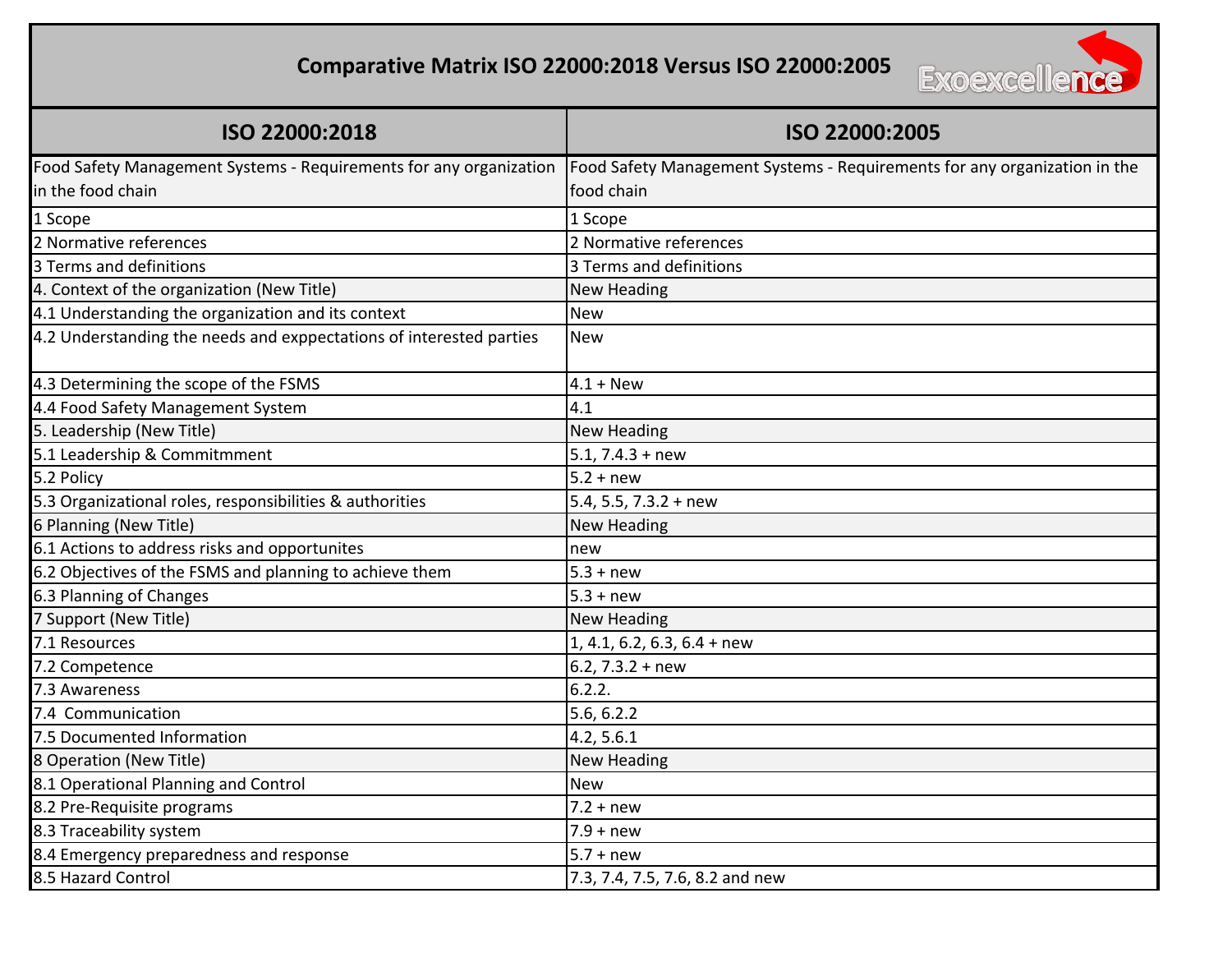# Comparative Matrix ISO 22000:2018 Versus ISO 22000:2005

| ISO 22000:2018 | ISO 22000:2005 |
|---|---|
| Food Safety Management Systems - Requirements for any organization in the food chain | Food Safety Management Systems - Requirements for any organization in the food chain |
| 1 Scope | 1 Scope |
| 2 Normative references | 2 Normative references |
| 3 Terms and definitions | 3 Terms and definitions |
| 4. Context of the organization (New Title) | New Heading |
| 4.1 Understanding the organization and its context | New |
| 4.2 Understanding the needs and exppectations of interested parties | New |
| 4.3 Determining the scope of the FSMS | 4.1 + New |
| 4.4 Food Safety Management System | 4.1 |
| 5. Leadership (New Title) | New Heading |
| 5.1 Leadership & Commitmment | 5.1, 7.4.3 + new |
| 5.2 Policy | 5.2 + new |
| 5.3 Organizational roles, responsibilities & authorities | 5.4, 5.5, 7.3.2 + new |
| 6 Planning (New Title) | New Heading |
| 6.1 Actions to address risks and opportunites | new |
| 6.2 Objectives of the FSMS and planning to achieve them | 5.3 + new |
| 6.3 Planning of Changes | 5.3 + new |
| 7 Support (New Title) | New Heading |
| 7.1 Resources | 1, 4.1, 6.2, 6.3, 6.4 + new |
| 7.2 Competence | 6.2, 7.3.2 + new |
| 7.3 Awareness | 6.2.2. |
| 7.4 Communication | 5.6, 6.2.2 |
| 7.5 Documented Information | 4.2, 5.6.1 |
| 8 Operation (New Title) | New Heading |
| 8.1 Operational Planning and Control | New |
| 8.2 Pre-Requisite programs | 7.2 + new |
| 8.3 Traceability system | 7.9 + new |
| 8.4 Emergency preparedness and response | 5.7 + new |
| 8.5 Hazard Control | 7.3, 7.4, 7.5, 7.6, 8.2 and new |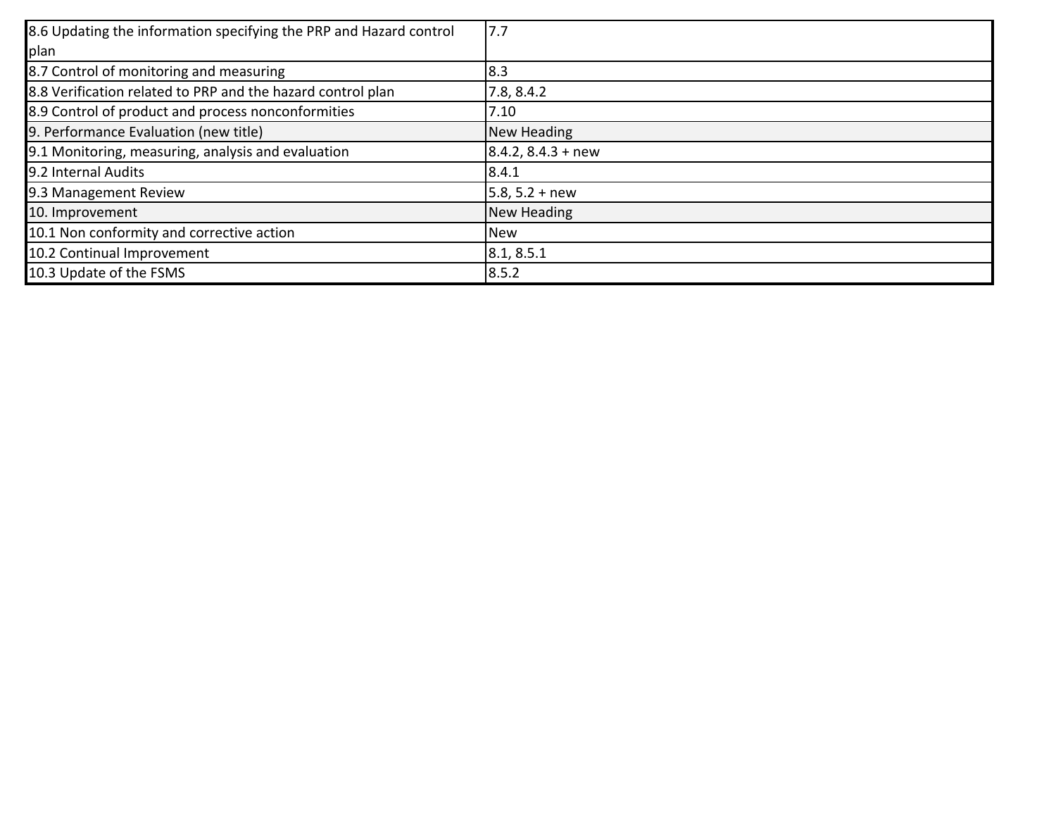| | |
|---|---|
| 8.6 Updating the information specifying the PRP and Hazard control plan | 7.7 |
| 8.7 Control of monitoring and measuring | 8.3 |
| 8.8 Verification related to PRP and the hazard control plan | 7.8, 8.4.2 |
| 8.9 Control of product and process nonconformities | 7.10 |
| 9. Performance Evaluation (new title) | New Heading |
| 9.1 Monitoring, measuring, analysis and evaluation | 8.4.2, 8.4.3 + new |
| 9.2 Internal Audits | 8.4.1 |
| 9.3 Management Review | 5.8, 5.2 + new |
| 10. Improvement | New Heading |
| 10.1 Non conformity and corrective action | New |
| 10.2 Continual Improvement | 8.1, 8.5.1 |
| 10.3 Update of the FSMS | 8.5.2 |